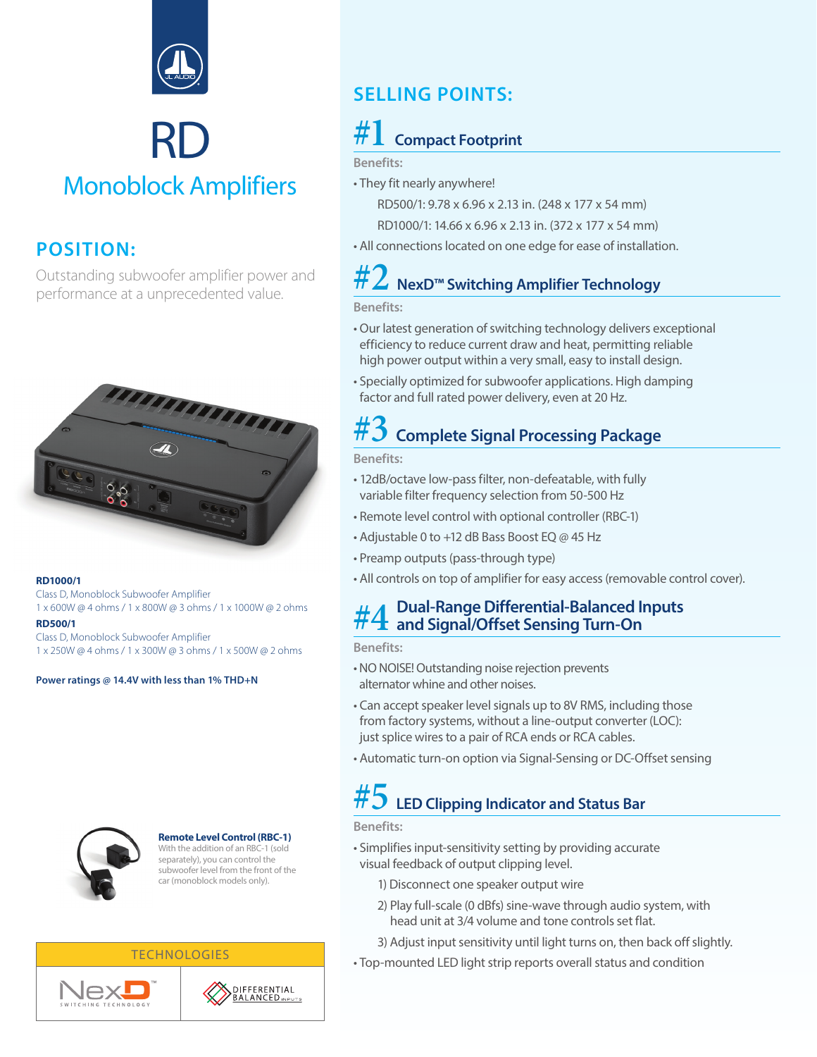# RD

## Monoblock Amplifiers

## POSITION:

Outstanding subwoofer amplifier power and performance at a unprecedented value.

**RD1000/1**
Class D, Monoblock Subwoofer Amplifier
1 x 600W @ 4 ohms / 1 x 800W @ 3 ohms / 1 x 1000W @ 2 ohms

**RD500/1**
Class D, Monoblock Subwoofer Amplifier
1 x 250W @ 4 ohms / 1 x 300W @ 3 ohms / 1 x 500W @ 2 ohms

**Power ratings @ 14.4V with less than 1% THD+N**

**Remote Level Control (RBC-1)**
With the addition of an RBC-1 (sold separately), you can control the subwoofer level from the front of the car (monoblock models only).

TECHNOLOGIES

NexD SWITCHING TECHNOLOGY | DIFFERENTIAL BALANCED INPUTS

## SELLING POINTS:

### #1 Compact Footprint

Benefits:

- They fit nearly anywhere!
  - RD500/1: 9.78 x 6.96 x 2.13 in. (248 x 177 x 54 mm)
  - RD1000/1: 14.66 x 6.96 x 2.13 in. (372 x 177 x 54 mm)
- All connections located on one edge for ease of installation.

### #2 NexD™ Switching Amplifier Technology

Benefits:

- Our latest generation of switching technology delivers exceptional efficiency to reduce current draw and heat, permitting reliable high power output within a very small, easy to install design.
- Specially optimized for subwoofer applications. High damping factor and full rated power delivery, even at 20 Hz.

### #3 Complete Signal Processing Package

Benefits:

- 12dB/octave low-pass filter, non-defeatable, with fully variable filter frequency selection from 50-500 Hz
- Remote level control with optional controller (RBC-1)
- Adjustable 0 to +12 dB Bass Boost EQ @ 45 Hz
- Preamp outputs (pass-through type)
- All controls on top of amplifier for easy access (removable control cover).

### #4 Dual-Range Differential-Balanced Inputs and Signal/Offset Sensing Turn-On

Benefits:

- NO NOISE! Outstanding noise rejection prevents alternator whine and other noises.
- Can accept speaker level signals up to 8V RMS, including those from factory systems, without a line-output converter (LOC): just splice wires to a pair of RCA ends or RCA cables.
- Automatic turn-on option via Signal-Sensing or DC-Offset sensing

### #5 LED Clipping Indicator and Status Bar

Benefits:

- Simplifies input-sensitivity setting by providing accurate visual feedback of output clipping level.
  1) Disconnect one speaker output wire
  2) Play full-scale (0 dBfs) sine-wave through audio system, with head unit at 3/4 volume and tone controls set flat.
  3) Adjust input sensitivity until light turns on, then back off slightly.
- Top-mounted LED light strip reports overall status and condition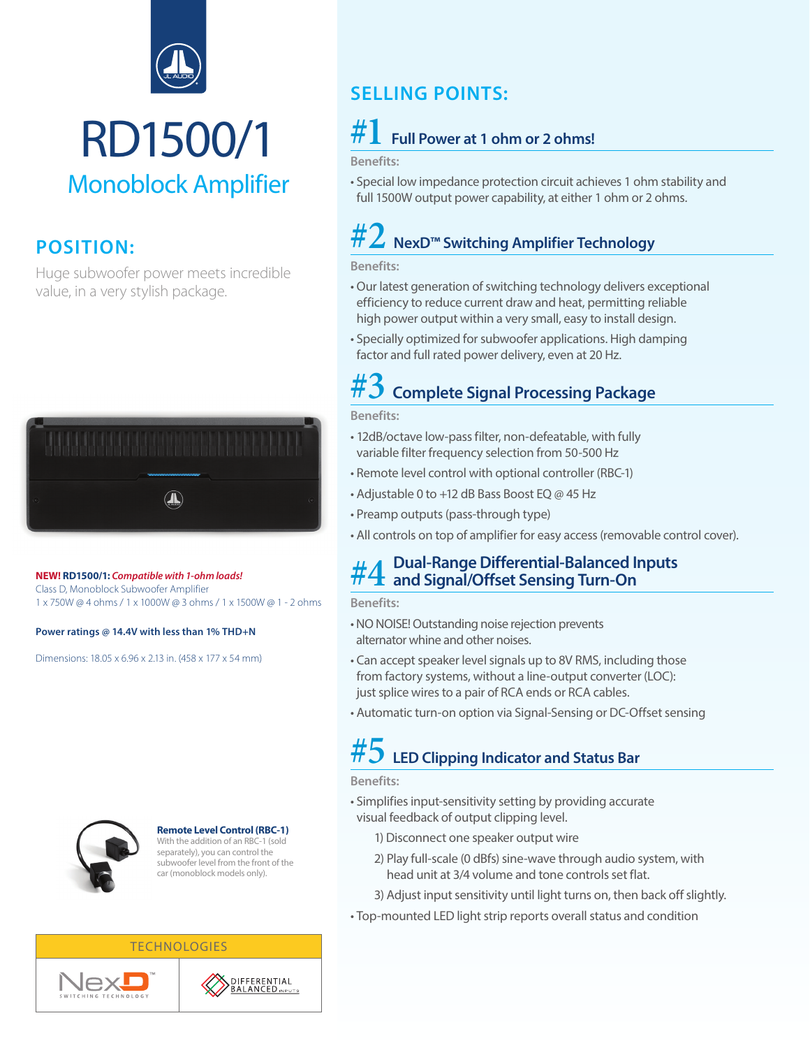# RD1500/1

## Monoblock Amplifier

## POSITION:

Huge subwoofer power meets incredible value, in a very stylish package.

**NEW! RD1500/1:** ***Compatible with 1-ohm loads!***
Class D, Monoblock Subwoofer Amplifier
1 x 750W @ 4 ohms / 1 x 1000W @ 3 ohms / 1 x 1500W @ 1 - 2 ohms

**Power ratings @ 14.4V with less than 1% THD+N**

Dimensions: 18.05 x 6.96 x 2.13 in. (458 x 177 x 54 mm)

**Remote Level Control (RBC-1)**
With the addition of an RBC-1 (sold separately), you can control the subwoofer level from the front of the car (monoblock models only).

TECHNOLOGIES

NexD™ SWITCHING TECHNOLOGY | DIFFERENTIAL BALANCED INPUTS

## SELLING POINTS:

### #1 Full Power at 1 ohm or 2 ohms!

**Benefits:**

- Special low impedance protection circuit achieves 1 ohm stability and full 1500W output power capability, at either 1 ohm or 2 ohms.

### #2 NexD™ Switching Amplifier Technology

**Benefits:**

- Our latest generation of switching technology delivers exceptional efficiency to reduce current draw and heat, permitting reliable high power output within a very small, easy to install design.
- Specially optimized for subwoofer applications. High damping factor and full rated power delivery, even at 20 Hz.

### #3 Complete Signal Processing Package

**Benefits:**

- 12dB/octave low-pass filter, non-defeatable, with fully variable filter frequency selection from 50-500 Hz
- Remote level control with optional controller (RBC-1)
- Adjustable 0 to +12 dB Bass Boost EQ @ 45 Hz
- Preamp outputs (pass-through type)
- All controls on top of amplifier for easy access (removable control cover).

### #4 Dual-Range Differential-Balanced Inputs and Signal/Offset Sensing Turn-On

**Benefits:**

- NO NOISE! Outstanding noise rejection prevents alternator whine and other noises.
- Can accept speaker level signals up to 8V RMS, including those from factory systems, without a line-output converter (LOC): just splice wires to a pair of RCA ends or RCA cables.
- Automatic turn-on option via Signal-Sensing or DC-Offset sensing

### #5 LED Clipping Indicator and Status Bar

**Benefits:**

- Simplifies input-sensitivity setting by providing accurate visual feedback of output clipping level.
  1) Disconnect one speaker output wire
  2) Play full-scale (0 dBfs) sine-wave through audio system, with head unit at 3/4 volume and tone controls set flat.
  3) Adjust input sensitivity until light turns on, then back off slightly.
- Top-mounted LED light strip reports overall status and condition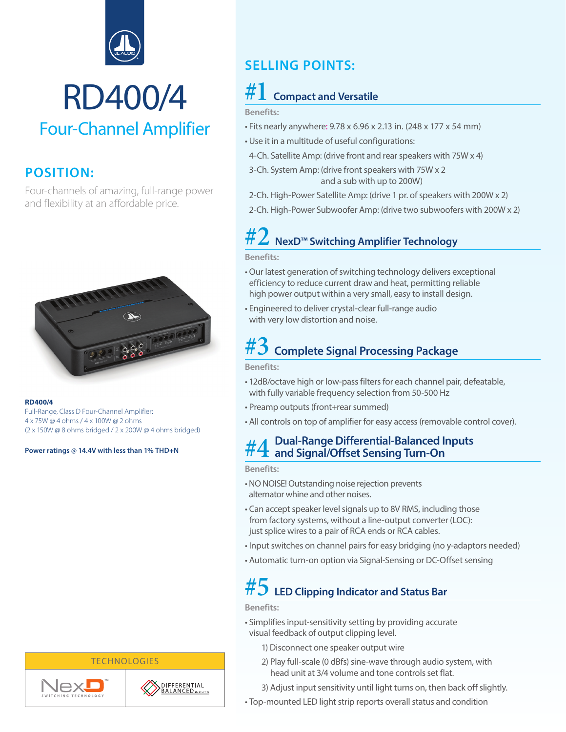# RD400/4

## Four-Channel Amplifier

## POSITION:

Four-channels of amazing, full-range power and flexibility at an affordable price.

**RD400/4**

Full-Range, Class D Four-Channel Amplifier:
4 x 75W @ 4 ohms / 4 x 100W @ 2 ohms
(2 x 150W @ 8 ohms bridged / 2 x 200W @ 4 ohms bridged)

**Power ratings @ 14.4V with less than 1% THD+N**

TECHNOLOGIES

NexD™ SWITCHING TECHNOLOGY | DIFFERENTIAL BALANCED INPUTS

## SELLING POINTS:

### #1 Compact and Versatile

Benefits:

- Fits nearly anywhere: 9.78 x 6.96 x 2.13 in. (248 x 177 x 54 mm)
- Use it in a multitude of useful configurations:
  - 4-Ch. Satellite Amp: (drive front and rear speakers with 75W x 4)
  - 3-Ch. System Amp: (drive front speakers with 75W x 2 and a sub with up to 200W)
  - 2-Ch. High-Power Satellite Amp: (drive 1 pr. of speakers with 200W x 2)
  - 2-Ch. High-Power Subwoofer Amp: (drive two subwoofers with 200W x 2)

### #2 NexD™ Switching Amplifier Technology

Benefits:

- Our latest generation of switching technology delivers exceptional efficiency to reduce current draw and heat, permitting reliable high power output within a very small, easy to install design.
- Engineered to deliver crystal-clear full-range audio with very low distortion and noise.

### #3 Complete Signal Processing Package

Benefits:

- 12dB/octave high or low-pass filters for each channel pair, defeatable, with fully variable frequency selection from 50-500 Hz
- Preamp outputs (front+rear summed)
- All controls on top of amplifier for easy access (removable control cover).

### #4 Dual-Range Differential-Balanced Inputs and Signal/Offset Sensing Turn-On

Benefits:

- NO NOISE! Outstanding noise rejection prevents alternator whine and other noises.
- Can accept speaker level signals up to 8V RMS, including those from factory systems, without a line-output converter (LOC): just splice wires to a pair of RCA ends or RCA cables.
- Input switches on channel pairs for easy bridging (no y-adaptors needed)
- Automatic turn-on option via Signal-Sensing or DC-Offset sensing

### #5 LED Clipping Indicator and Status Bar

Benefits:

- Simplifies input-sensitivity setting by providing accurate visual feedback of output clipping level.
  1) Disconnect one speaker output wire
  2) Play full-scale (0 dBfs) sine-wave through audio system, with head unit at 3/4 volume and tone controls set flat.
  3) Adjust input sensitivity until light turns on, then back off slightly.
- Top-mounted LED light strip reports overall status and condition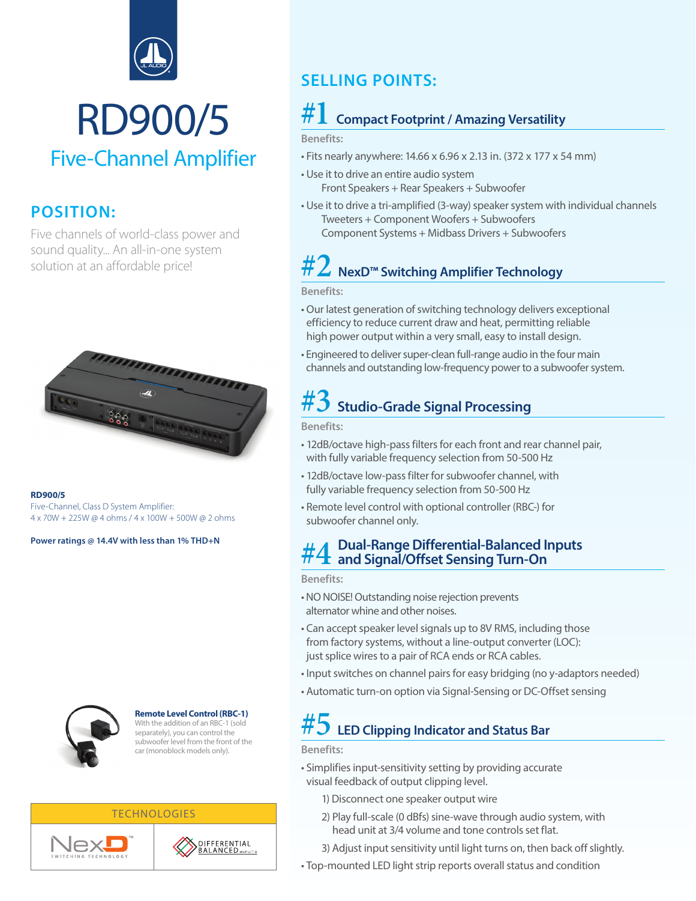# RD900/5

## Five-Channel Amplifier

## POSITION:

Five channels of world-class power and sound quality... An all-in-one system solution at an affordable price!

**RD900/5**
Five-Channel, Class D System Amplifier:
4 x 70W + 225W @ 4 ohms / 4 x 100W + 500W @ 2 ohms

**Power ratings @ 14.4V with less than 1% THD+N**

**Remote Level Control (RBC-1)**
With the addition of an RBC-1 (sold separately), you can control the subwoofer level from the front of the car (monoblock models only).

TECHNOLOGIES

NexD™ SWITCHING TECHNOLOGY | DIFFERENTIAL BALANCED INPUTS

## SELLING POINTS:

### #1 Compact Footprint / Amazing Versatility

Benefits:

- Fits nearly anywhere: 14.66 x 6.96 x 2.13 in. (372 x 177 x 54 mm)
- Use it to drive an entire audio system
  Front Speakers + Rear Speakers + Subwoofer
- Use it to drive a tri-amplified (3-way) speaker system with individual channels
  Tweeters + Component Woofers + Subwoofers
  Component Systems + Midbass Drivers + Subwoofers

### #2 NexD™ Switching Amplifier Technology

Benefits:

- Our latest generation of switching technology delivers exceptional efficiency to reduce current draw and heat, permitting reliable high power output within a very small, easy to install design.
- Engineered to deliver super-clean full-range audio in the four main channels and outstanding low-frequency power to a subwoofer system.

### #3 Studio-Grade Signal Processing

Benefits:

- 12dB/octave high-pass filters for each front and rear channel pair, with fully variable frequency selection from 50-500 Hz
- 12dB/octave low-pass filter for subwoofer channel, with fully variable frequency selection from 50-500 Hz
- Remote level control with optional controller (RBC-) for subwoofer channel only.

### #4 Dual-Range Differential-Balanced Inputs and Signal/Offset Sensing Turn-On

Benefits:

- NO NOISE! Outstanding noise rejection prevents alternator whine and other noises.
- Can accept speaker level signals up to 8V RMS, including those from factory systems, without a line-output converter (LOC): just splice wires to a pair of RCA ends or RCA cables.
- Input switches on channel pairs for easy bridging (no y-adaptors needed)
- Automatic turn-on option via Signal-Sensing or DC-Offset sensing

### #5 LED Clipping Indicator and Status Bar

Benefits:

- Simplifies input-sensitivity setting by providing accurate visual feedback of output clipping level.
  1) Disconnect one speaker output wire
  2) Play full-scale (0 dBfs) sine-wave through audio system, with head unit at 3/4 volume and tone controls set flat.
  3) Adjust input sensitivity until light turns on, then back off slightly.
- Top-mounted LED light strip reports overall status and condition